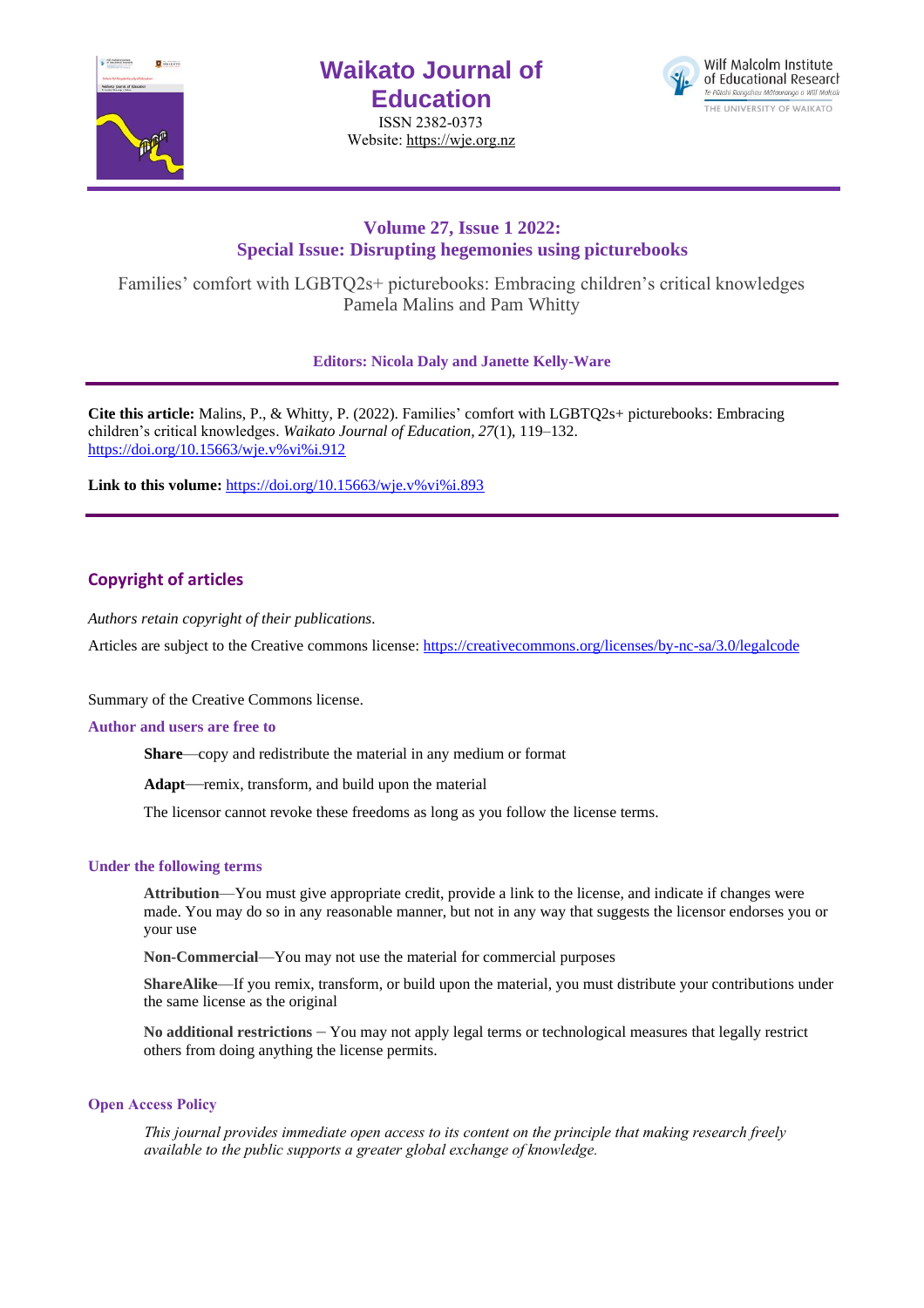# Waikato Journal of Education

ISSN 2382-0373
Website: https://wje.org.nz

Wilf Malcolm Institute of Educational Research
Te Pūtahi Rangahau Mātauranga o Wilf Malcolm
THE UNIVERSITY OF WAIKATO

## Volume 27, Issue 1 2022: Special Issue: Disrupting hegemonies using picturebooks

Families' comfort with LGBTQ2s+ picturebooks: Embracing children's critical knowledges
Pamela Malins and Pam Whitty

**Editors: Nicola Daly and Janette Kelly-Ware**

**Cite this article:** Malins, P., & Whitty, P. (2022). Families' comfort with LGBTQ2s+ picturebooks: Embracing children's critical knowledges. *Waikato Journal of Education, 27*(1), 119–132. https://doi.org/10.15663/wje.v%vi%i.912

**Link to this volume:** https://doi.org/10.15663/wje.v%vi%i.893

## Copyright of articles

*Authors retain copyright of their publications.*

Articles are subject to the Creative commons license: https://creativecommons.org/licenses/by-nc-sa/3.0/legalcode

Summary of the Creative Commons license.

### Author and users are free to

**Share**—copy and redistribute the material in any medium or format

**Adapt**—remix, transform, and build upon the material

The licensor cannot revoke these freedoms as long as you follow the license terms.

### Under the following terms

**Attribution**—You must give appropriate credit, provide a link to the license, and indicate if changes were made. You may do so in any reasonable manner, but not in any way that suggests the licensor endorses you or your use

**Non-Commercial**—You may not use the material for commercial purposes

**ShareAlike**—If you remix, transform, or build upon the material, you must distribute your contributions under the same license as the original

**No additional restrictions** – You may not apply legal terms or technological measures that legally restrict others from doing anything the license permits.

### Open Access Policy

*This journal provides immediate open access to its content on the principle that making research freely available to the public supports a greater global exchange of knowledge.*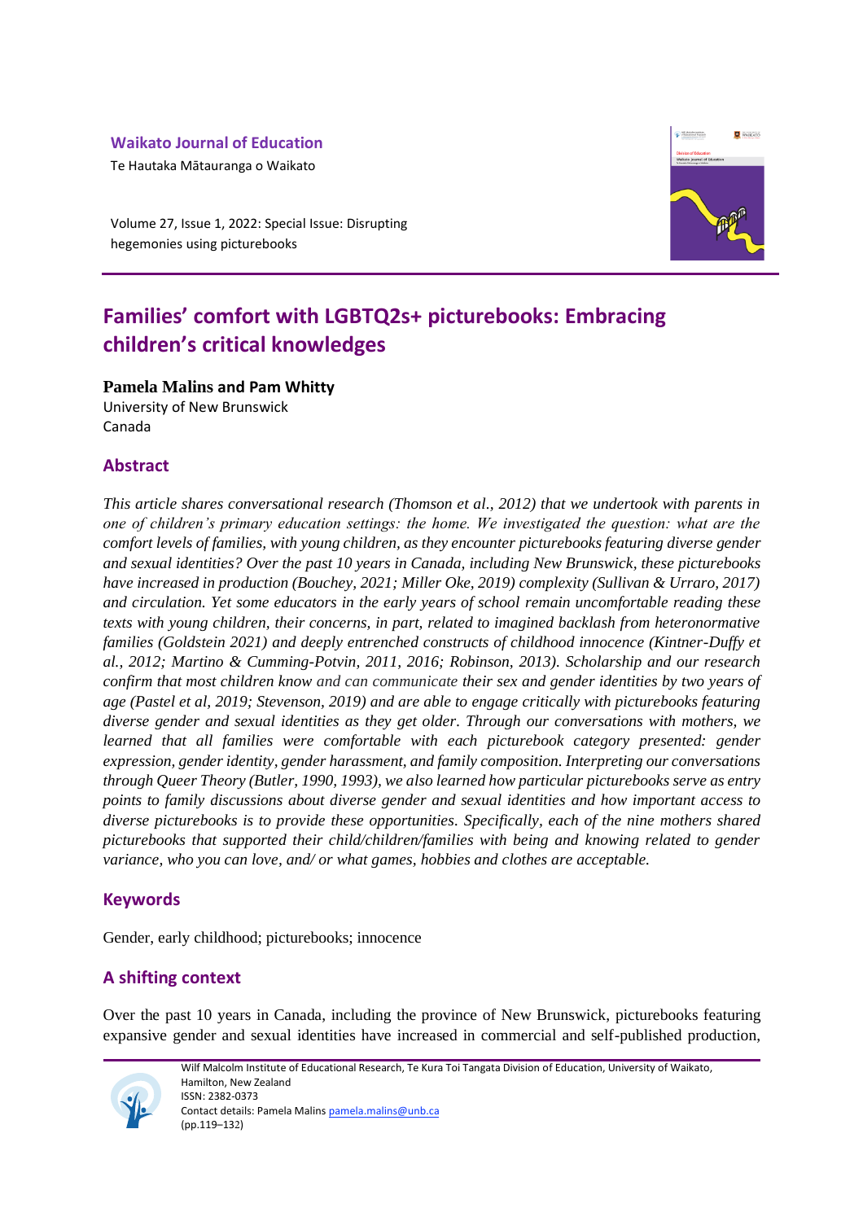**Waikato Journal of Education**

Te Hautaka Mātauranga o Waikato

Volume 27, Issue 1, 2022: Special Issue: Disrupting hegemonies using picturebooks

# Families' comfort with LGBTQ2s+ picturebooks: Embracing children's critical knowledges

**Pamela Malins and Pam Whitty**

University of New Brunswick

Canada

## Abstract

*This article shares conversational research (Thomson et al., 2012) that we undertook with parents in one of children's primary education settings: the home. We investigated the question: what are the comfort levels of families, with young children, as they encounter picturebooks featuring diverse gender and sexual identities? Over the past 10 years in Canada, including New Brunswick, these picturebooks have increased in production (Bouchey, 2021; Miller Oke, 2019) complexity (Sullivan & Urraro, 2017) and circulation. Yet some educators in the early years of school remain uncomfortable reading these texts with young children, their concerns, in part, related to imagined backlash from heteronormative families (Goldstein 2021) and deeply entrenched constructs of childhood innocence (Kintner-Duffy et al., 2012; Martino & Cumming-Potvin, 2011, 2016; Robinson, 2013). Scholarship and our research confirm that most children know and can communicate their sex and gender identities by two years of age (Pastel et al, 2019; Stevenson, 2019) and are able to engage critically with picturebooks featuring diverse gender and sexual identities as they get older. Through our conversations with mothers, we learned that all families were comfortable with each picturebook category presented: gender expression, gender identity, gender harassment, and family composition. Interpreting our conversations through Queer Theory (Butler, 1990, 1993), we also learned how particular picturebooks serve as entry points to family discussions about diverse gender and sexual identities and how important access to diverse picturebooks is to provide these opportunities. Specifically, each of the nine mothers shared picturebooks that supported their child/children/families with being and knowing related to gender variance, who you can love, and/ or what games, hobbies and clothes are acceptable.*

## Keywords

Gender, early childhood; picturebooks; innocence

## A shifting context

Over the past 10 years in Canada, including the province of New Brunswick, picturebooks featuring expansive gender and sexual identities have increased in commercial and self-published production,

Wilf Malcolm Institute of Educational Research, Te Kura Toi Tangata Division of Education, University of Waikato, Hamilton, New Zealand

ISSN: 2382-0373

Contact details: Pamela Malins pamela.malins@unb.ca

(pp.119–132)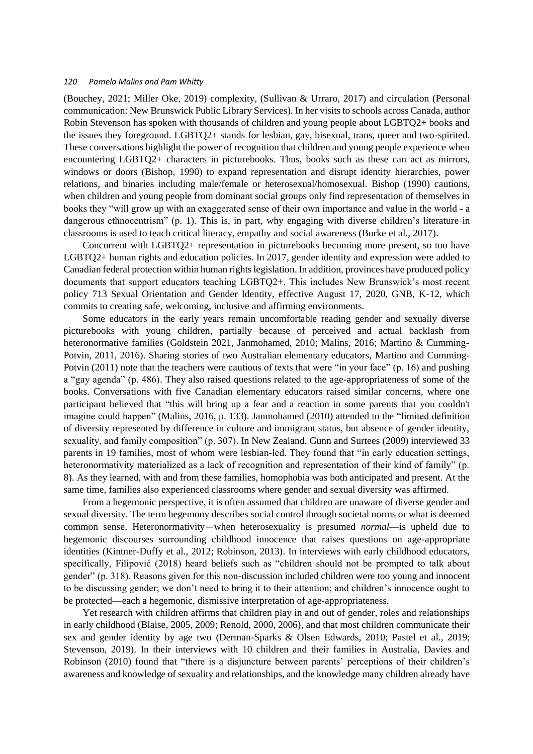(Bouchey, 2021; Miller Oke, 2019) complexity, (Sullivan & Urraro, 2017) and circulation (Personal communication: New Brunswick Public Library Services). In her visits to schools across Canada, author Robin Stevenson has spoken with thousands of children and young people about LGBTQ2+ books and the issues they foreground. LGBTQ2+ stands for lesbian, gay, bisexual, trans, queer and two-spirited. These conversations highlight the power of recognition that children and young people experience when encountering LGBTQ2+ characters in picturebooks. Thus, books such as these can act as mirrors, windows or doors (Bishop, 1990) to expand representation and disrupt identity hierarchies, power relations, and binaries including male/female or heterosexual/homosexual. Bishop (1990) cautions, when children and young people from dominant social groups only find representation of themselves in books they "will grow up with an exaggerated sense of their own importance and value in the world - a dangerous ethnocentrism" (p. 1). This is, in part, why engaging with diverse children's literature in classrooms is used to teach critical literacy, empathy and social awareness (Burke et al., 2017).

Concurrent with LGBTQ2+ representation in picturebooks becoming more present, so too have LGBTQ2+ human rights and education policies. In 2017, gender identity and expression were added to Canadian federal protection within human rights legislation. In addition, provinces have produced policy documents that support educators teaching LGBTQ2+. This includes New Brunswick's most recent policy 713 Sexual Orientation and Gender Identity, effective August 17, 2020, GNB, K-12, which commits to creating safe, welcoming, inclusive and affirming environments.

Some educators in the early years remain uncomfortable reading gender and sexually diverse picturebooks with young children, partially because of perceived and actual backlash from heteronormative families (Goldstein 2021, Janmohamed, 2010; Malins, 2016; Martino & Cumming-Potvin, 2011, 2016). Sharing stories of two Australian elementary educators, Martino and Cumming-Potvin (2011) note that the teachers were cautious of texts that were "in your face" (p. 16) and pushing a "gay agenda" (p. 486). They also raised questions related to the age-appropriateness of some of the books. Conversations with five Canadian elementary educators raised similar concerns, where one participant believed that "this will bring up a fear and a reaction in some parents that you couldn't imagine could happen" (Malins, 2016, p. 133). Janmohamed (2010) attended to the "limited definition of diversity represented by difference in culture and immigrant status, but absence of gender identity, sexuality, and family composition" (p. 307). In New Zealand, Gunn and Surtees (2009) interviewed 33 parents in 19 families, most of whom were lesbian-led. They found that "in early education settings, heteronormativity materialized as a lack of recognition and representation of their kind of family" (p. 8). As they learned, with and from these families, homophobia was both anticipated and present. At the same time, families also experienced classrooms where gender and sexual diversity was affirmed.

From a hegemonic perspective, it is often assumed that children are unaware of diverse gender and sexual diversity. The term hegemony describes social control through societal norms or what is deemed common sense. Heteronormativity—when heterosexuality is presumed *normal*—is upheld due to hegemonic discourses surrounding childhood innocence that raises questions on age-appropriate identities (Kintner-Duffy et al., 2012; Robinson, 2013). In interviews with early childhood educators, specifically, Filipović (2018) heard beliefs such as "children should not be prompted to talk about gender" (p. 318). Reasons given for this non-discussion included children were too young and innocent to be discussing gender; we don't need to bring it to their attention; and children's innocence ought to be protected—each a hegemonic, dismissive interpretation of age-appropriateness.

Yet research with children affirms that children play in and out of gender, roles and relationships in early childhood (Blaise, 2005, 2009; Renold, 2000, 2006), and that most children communicate their sex and gender identity by age two (Derman-Sparks & Olsen Edwards, 2010; Pastel et al., 2019; Stevenson, 2019). In their interviews with 10 children and their families in Australia, Davies and Robinson (2010) found that "there is a disjuncture between parents' perceptions of their children's awareness and knowledge of sexuality and relationships, and the knowledge many children already have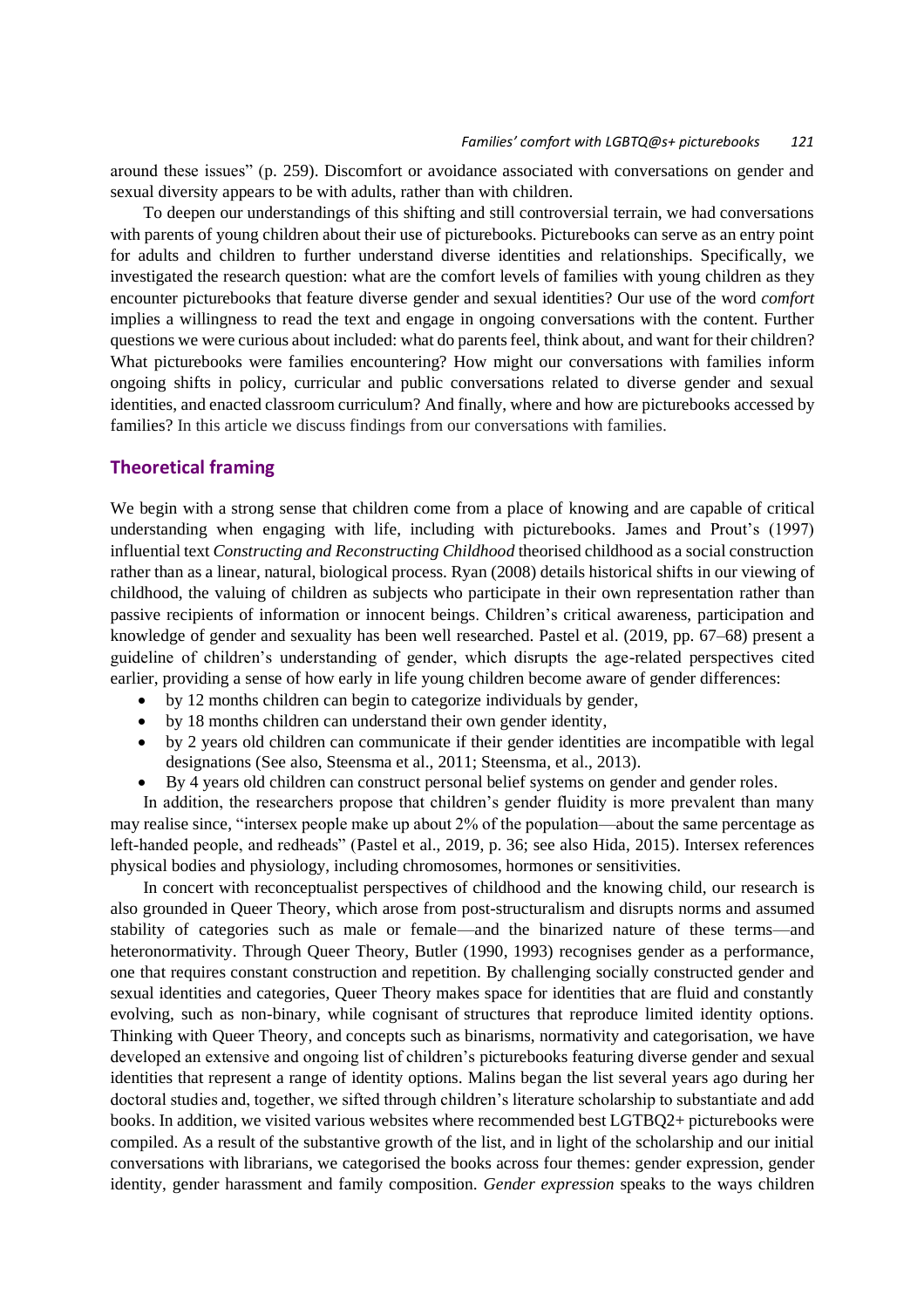around these issues" (p. 259). Discomfort or avoidance associated with conversations on gender and sexual diversity appears to be with adults, rather than with children.

To deepen our understandings of this shifting and still controversial terrain, we had conversations with parents of young children about their use of picturebooks. Picturebooks can serve as an entry point for adults and children to further understand diverse identities and relationships. Specifically, we investigated the research question: what are the comfort levels of families with young children as they encounter picturebooks that feature diverse gender and sexual identities? Our use of the word *comfort* implies a willingness to read the text and engage in ongoing conversations with the content. Further questions we were curious about included: what do parents feel, think about, and want for their children? What picturebooks were families encountering? How might our conversations with families inform ongoing shifts in policy, curricular and public conversations related to diverse gender and sexual identities, and enacted classroom curriculum? And finally, where and how are picturebooks accessed by families? In this article we discuss findings from our conversations with families.

## Theoretical framing

We begin with a strong sense that children come from a place of knowing and are capable of critical understanding when engaging with life, including with picturebooks. James and Prout's (1997) influential text *Constructing and Reconstructing Childhood* theorised childhood as a social construction rather than as a linear, natural, biological process. Ryan (2008) details historical shifts in our viewing of childhood, the valuing of children as subjects who participate in their own representation rather than passive recipients of information or innocent beings. Children's critical awareness, participation and knowledge of gender and sexuality has been well researched. Pastel et al. (2019, pp. 67–68) present a guideline of children's understanding of gender, which disrupts the age-related perspectives cited earlier, providing a sense of how early in life young children become aware of gender differences:

- by 12 months children can begin to categorize individuals by gender,
- by 18 months children can understand their own gender identity,
- by 2 years old children can communicate if their gender identities are incompatible with legal designations (See also, Steensma et al., 2011; Steensma, et al., 2013).
- By 4 years old children can construct personal belief systems on gender and gender roles.

In addition, the researchers propose that children's gender fluidity is more prevalent than many may realise since, "intersex people make up about 2% of the population—about the same percentage as left-handed people, and redheads" (Pastel et al., 2019, p. 36; see also Hida, 2015). Intersex references physical bodies and physiology, including chromosomes, hormones or sensitivities.

In concert with reconceptualist perspectives of childhood and the knowing child, our research is also grounded in Queer Theory, which arose from post-structuralism and disrupts norms and assumed stability of categories such as male or female—and the binarized nature of these terms—and heteronormativity. Through Queer Theory, Butler (1990, 1993) recognises gender as a performance, one that requires constant construction and repetition. By challenging socially constructed gender and sexual identities and categories, Queer Theory makes space for identities that are fluid and constantly evolving, such as non-binary, while cognisant of structures that reproduce limited identity options. Thinking with Queer Theory, and concepts such as binarisms, normativity and categorisation, we have developed an extensive and ongoing list of children's picturebooks featuring diverse gender and sexual identities that represent a range of identity options. Malins began the list several years ago during her doctoral studies and, together, we sifted through children's literature scholarship to substantiate and add books. In addition, we visited various websites where recommended best LGTBQ2+ picturebooks were compiled. As a result of the substantive growth of the list, and in light of the scholarship and our initial conversations with librarians, we categorised the books across four themes: gender expression, gender identity, gender harassment and family composition. *Gender expression* speaks to the ways children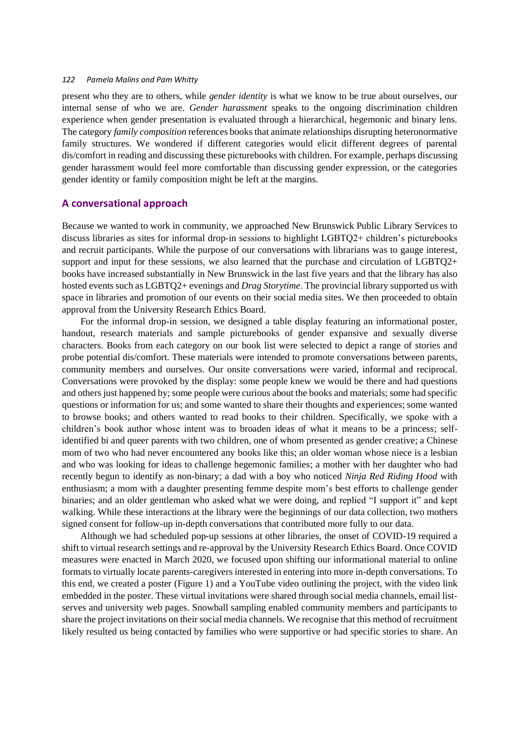present who they are to others, while *gender identity* is what we know to be true about ourselves, our internal sense of who we are. *Gender harassment* speaks to the ongoing discrimination children experience when gender presentation is evaluated through a hierarchical, hegemonic and binary lens. The category *family composition* references books that animate relationships disrupting heteronormative family structures. We wondered if different categories would elicit different degrees of parental dis/comfort in reading and discussing these picturebooks with children. For example, perhaps discussing gender harassment would feel more comfortable than discussing gender expression, or the categories gender identity or family composition might be left at the margins.

## A conversational approach

Because we wanted to work in community, we approached New Brunswick Public Library Services to discuss libraries as sites for informal drop-in sessions to highlight LGBTQ2+ children's picturebooks and recruit participants. While the purpose of our conversations with librarians was to gauge interest, support and input for these sessions, we also learned that the purchase and circulation of LGBTQ2+ books have increased substantially in New Brunswick in the last five years and that the library has also hosted events such as LGBTQ2+ evenings and *Drag Storytime*. The provincial library supported us with space in libraries and promotion of our events on their social media sites. We then proceeded to obtain approval from the University Research Ethics Board.

For the informal drop-in session, we designed a table display featuring an informational poster, handout, research materials and sample picturebooks of gender expansive and sexually diverse characters. Books from each category on our book list were selected to depict a range of stories and probe potential dis/comfort. These materials were intended to promote conversations between parents, community members and ourselves. Our onsite conversations were varied, informal and reciprocal. Conversations were provoked by the display: some people knew we would be there and had questions and others just happened by; some people were curious about the books and materials; some had specific questions or information for us; and some wanted to share their thoughts and experiences; some wanted to browse books; and others wanted to read books to their children. Specifically, we spoke with a children's book author whose intent was to broaden ideas of what it means to be a princess; self-identified bi and queer parents with two children, one of whom presented as gender creative; a Chinese mom of two who had never encountered any books like this; an older woman whose niece is a lesbian and who was looking for ideas to challenge hegemonic families; a mother with her daughter who had recently begun to identify as non-binary; a dad with a boy who noticed *Ninja Red Riding Hood* with enthusiasm; a mom with a daughter presenting femme despite mom's best efforts to challenge gender binaries; and an older gentleman who asked what we were doing, and replied "I support it" and kept walking. While these interactions at the library were the beginnings of our data collection, two mothers signed consent for follow-up in-depth conversations that contributed more fully to our data.

Although we had scheduled pop-up sessions at other libraries, the onset of COVID-19 required a shift to virtual research settings and re-approval by the University Research Ethics Board. Once COVID measures were enacted in March 2020, we focused upon shifting our informational material to online formats to virtually locate parents-caregivers interested in entering into more in-depth conversations. To this end, we created a poster (Figure 1) and a YouTube video outlining the project, with the video link embedded in the poster. These virtual invitations were shared through social media channels, email list-serves and university web pages. Snowball sampling enabled community members and participants to share the project invitations on their social media channels. We recognise that this method of recruitment likely resulted us being contacted by families who were supportive or had specific stories to share. An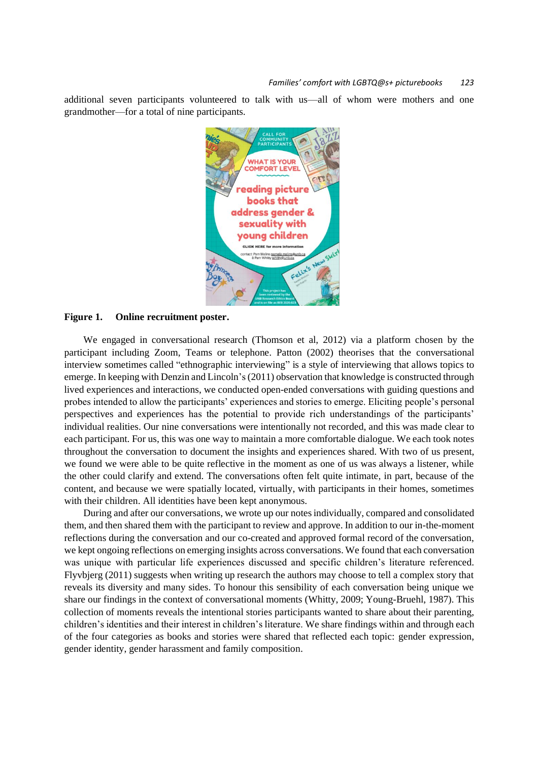additional seven participants volunteered to talk with us—all of whom were mothers and one grandmother—for a total of nine participants.

**Figure 1. Online recruitment poster.**

We engaged in conversational research (Thomson et al, 2012) via a platform chosen by the participant including Zoom, Teams or telephone. Patton (2002) theorises that the conversational interview sometimes called "ethnographic interviewing" is a style of interviewing that allows topics to emerge. In keeping with Denzin and Lincoln's (2011) observation that knowledge is constructed through lived experiences and interactions, we conducted open-ended conversations with guiding questions and probes intended to allow the participants' experiences and stories to emerge. Eliciting people's personal perspectives and experiences has the potential to provide rich understandings of the participants' individual realities. Our nine conversations were intentionally not recorded, and this was made clear to each participant. For us, this was one way to maintain a more comfortable dialogue. We each took notes throughout the conversation to document the insights and experiences shared. With two of us present, we found we were able to be quite reflective in the moment as one of us was always a listener, while the other could clarify and extend. The conversations often felt quite intimate, in part, because of the content, and because we were spatially located, virtually, with participants in their homes, sometimes with their children. All identities have been kept anonymous.

During and after our conversations, we wrote up our notes individually, compared and consolidated them, and then shared them with the participant to review and approve. In addition to our in-the-moment reflections during the conversation and our co-created and approved formal record of the conversation, we kept ongoing reflections on emerging insights across conversations. We found that each conversation was unique with particular life experiences discussed and specific children's literature referenced. Flyvbjerg (2011) suggests when writing up research the authors may choose to tell a complex story that reveals its diversity and many sides. To honour this sensibility of each conversation being unique we share our findings in the context of conversational moments (Whitty, 2009; Young-Bruehl, 1987). This collection of moments reveals the intentional stories participants wanted to share about their parenting, children's identities and their interest in children's literature. We share findings within and through each of the four categories as books and stories were shared that reflected each topic: gender expression, gender identity, gender harassment and family composition.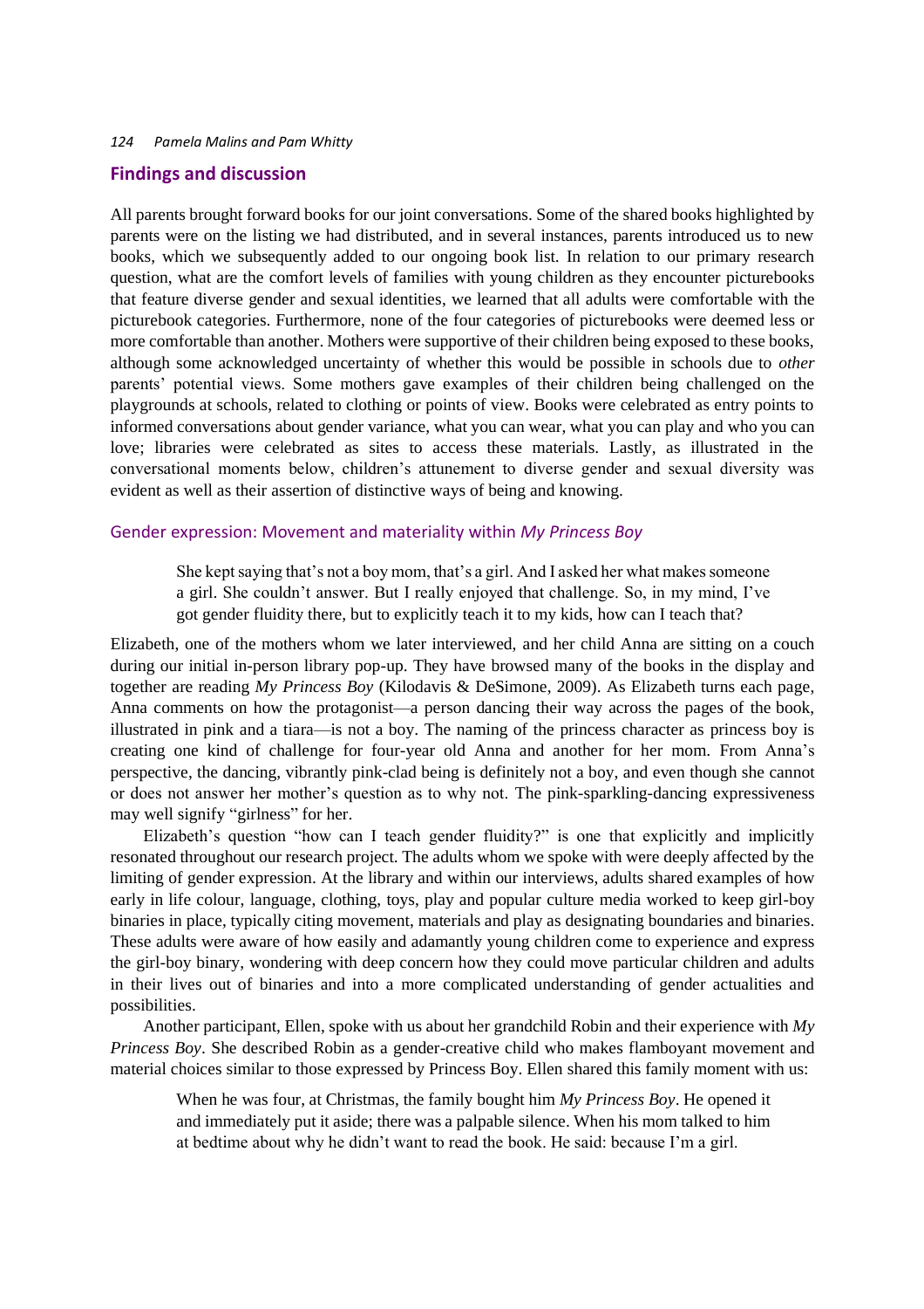## Findings and discussion

All parents brought forward books for our joint conversations. Some of the shared books highlighted by parents were on the listing we had distributed, and in several instances, parents introduced us to new books, which we subsequently added to our ongoing book list. In relation to our primary research question, what are the comfort levels of families with young children as they encounter picturebooks that feature diverse gender and sexual identities, we learned that all adults were comfortable with the picturebook categories. Furthermore, none of the four categories of picturebooks were deemed less or more comfortable than another. Mothers were supportive of their children being exposed to these books, although some acknowledged uncertainty of whether this would be possible in schools due to *other* parents' potential views. Some mothers gave examples of their children being challenged on the playgrounds at schools, related to clothing or points of view. Books were celebrated as entry points to informed conversations about gender variance, what you can wear, what you can play and who you can love; libraries were celebrated as sites to access these materials. Lastly, as illustrated in the conversational moments below, children's attunement to diverse gender and sexual diversity was evident as well as their assertion of distinctive ways of being and knowing.

### Gender expression: Movement and materiality within *My Princess Boy*

> She kept saying that's not a boy mom, that's a girl. And I asked her what makes someone a girl. She couldn't answer. But I really enjoyed that challenge. So, in my mind, I've got gender fluidity there, but to explicitly teach it to my kids, how can I teach that?

Elizabeth, one of the mothers whom we later interviewed, and her child Anna are sitting on a couch during our initial in-person library pop-up. They have browsed many of the books in the display and together are reading *My Princess Boy* (Kilodavis & DeSimone, 2009). As Elizabeth turns each page, Anna comments on how the protagonist—a person dancing their way across the pages of the book, illustrated in pink and a tiara—is not a boy. The naming of the princess character as princess boy is creating one kind of challenge for four-year old Anna and another for her mom. From Anna's perspective, the dancing, vibrantly pink-clad being is definitely not a boy, and even though she cannot or does not answer her mother's question as to why not. The pink-sparkling-dancing expressiveness may well signify "girlness" for her.

Elizabeth's question "how can I teach gender fluidity?" is one that explicitly and implicitly resonated throughout our research project. The adults whom we spoke with were deeply affected by the limiting of gender expression. At the library and within our interviews, adults shared examples of how early in life colour, language, clothing, toys, play and popular culture media worked to keep girl-boy binaries in place, typically citing movement, materials and play as designating boundaries and binaries. These adults were aware of how easily and adamantly young children come to experience and express the girl-boy binary, wondering with deep concern how they could move particular children and adults in their lives out of binaries and into a more complicated understanding of gender actualities and possibilities.

Another participant, Ellen, spoke with us about her grandchild Robin and their experience with *My Princess Boy*. She described Robin as a gender-creative child who makes flamboyant movement and material choices similar to those expressed by Princess Boy. Ellen shared this family moment with us:

> When he was four, at Christmas, the family bought him *My Princess Boy*. He opened it and immediately put it aside; there was a palpable silence. When his mom talked to him at bedtime about why he didn't want to read the book. He said: because I'm a girl.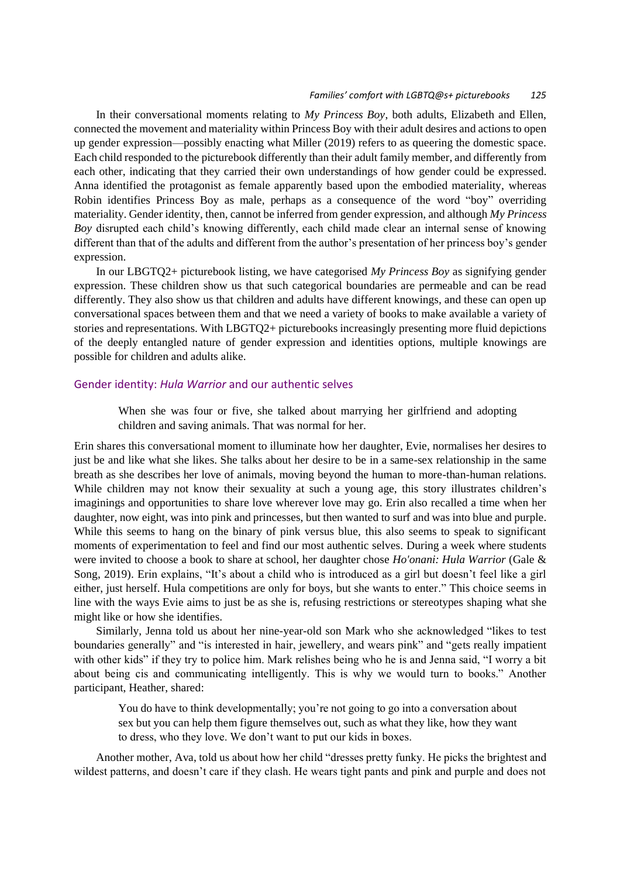In their conversational moments relating to *My Princess Boy*, both adults, Elizabeth and Ellen, connected the movement and materiality within Princess Boy with their adult desires and actions to open up gender expression—possibly enacting what Miller (2019) refers to as queering the domestic space. Each child responded to the picturebook differently than their adult family member, and differently from each other, indicating that they carried their own understandings of how gender could be expressed. Anna identified the protagonist as female apparently based upon the embodied materiality, whereas Robin identifies Princess Boy as male, perhaps as a consequence of the word "boy" overriding materiality. Gender identity, then, cannot be inferred from gender expression, and although *My Princess Boy* disrupted each child's knowing differently, each child made clear an internal sense of knowing different than that of the adults and different from the author's presentation of her princess boy's gender expression.

In our LBGTQ2+ picturebook listing, we have categorised *My Princess Boy* as signifying gender expression. These children show us that such categorical boundaries are permeable and can be read differently. They also show us that children and adults have different knowings, and these can open up conversational spaces between them and that we need a variety of books to make available a variety of stories and representations. With LBGTQ2+ picturebooks increasingly presenting more fluid depictions of the deeply entangled nature of gender expression and identities options, multiple knowings are possible for children and adults alike.

## Gender identity: *Hula Warrior* and our authentic selves

> When she was four or five, she talked about marrying her girlfriend and adopting children and saving animals. That was normal for her.

Erin shares this conversational moment to illuminate how her daughter, Evie, normalises her desires to just be and like what she likes. She talks about her desire to be in a same-sex relationship in the same breath as she describes her love of animals, moving beyond the human to more-than-human relations. While children may not know their sexuality at such a young age, this story illustrates children's imaginings and opportunities to share love wherever love may go. Erin also recalled a time when her daughter, now eight, was into pink and princesses, but then wanted to surf and was into blue and purple. While this seems to hang on the binary of pink versus blue, this also seems to speak to significant moments of experimentation to feel and find our most authentic selves. During a week where students were invited to choose a book to share at school, her daughter chose *Ho'onani: Hula Warrior* (Gale & Song, 2019). Erin explains, "It's about a child who is introduced as a girl but doesn't feel like a girl either, just herself. Hula competitions are only for boys, but she wants to enter." This choice seems in line with the ways Evie aims to just be as she is, refusing restrictions or stereotypes shaping what she might like or how she identifies.

Similarly, Jenna told us about her nine-year-old son Mark who she acknowledged "likes to test boundaries generally" and "is interested in hair, jewellery, and wears pink" and "gets really impatient with other kids" if they try to police him. Mark relishes being who he is and Jenna said, "I worry a bit about being cis and communicating intelligently. This is why we would turn to books." Another participant, Heather, shared:

> You do have to think developmentally; you're not going to go into a conversation about sex but you can help them figure themselves out, such as what they like, how they want to dress, who they love. We don't want to put our kids in boxes.

Another mother, Ava, told us about how her child "dresses pretty funky. He picks the brightest and wildest patterns, and doesn't care if they clash. He wears tight pants and pink and purple and does not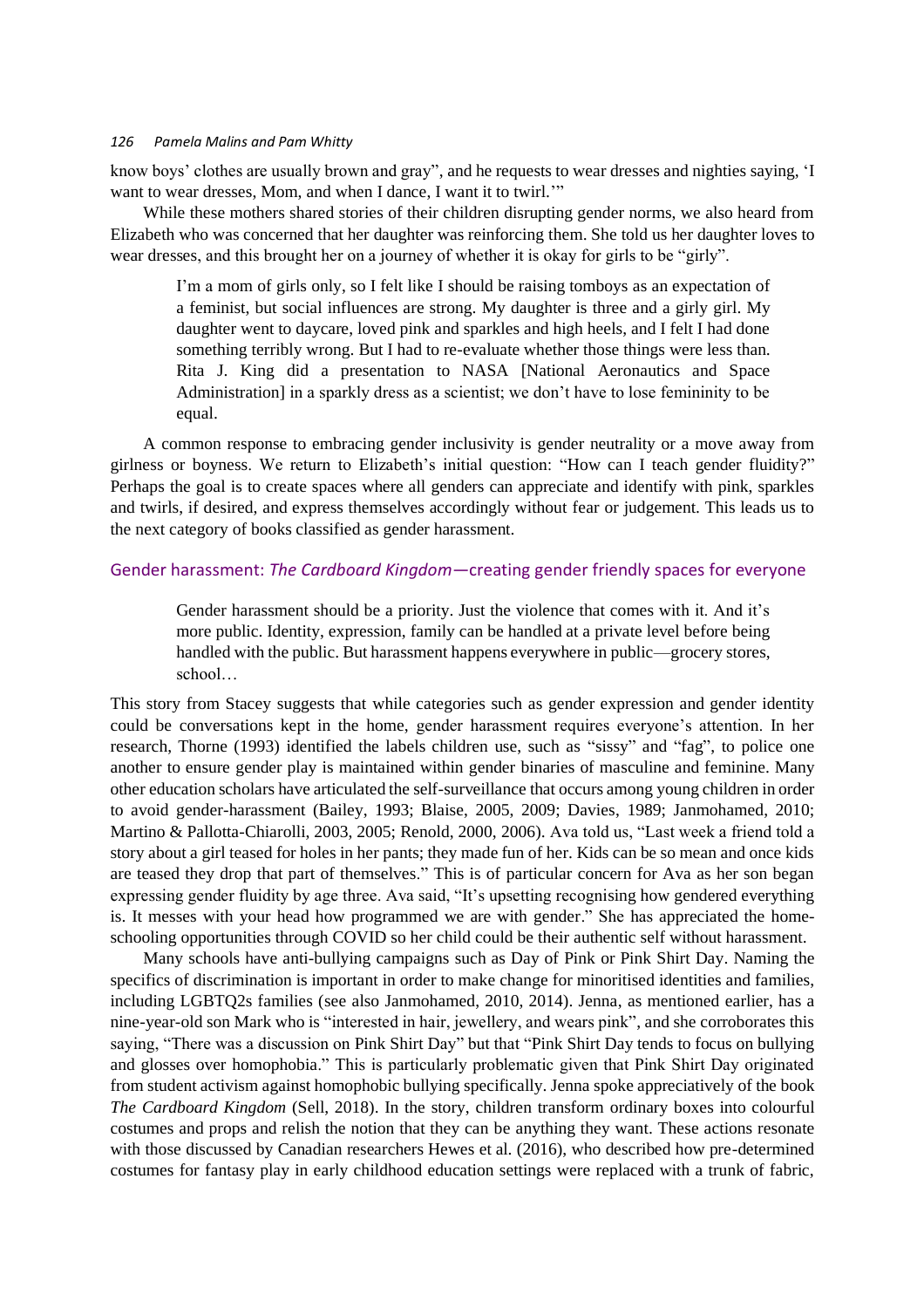know boys' clothes are usually brown and gray", and he requests to wear dresses and nighties saying, 'I want to wear dresses, Mom, and when I dance, I want it to twirl.'"

While these mothers shared stories of their children disrupting gender norms, we also heard from Elizabeth who was concerned that her daughter was reinforcing them. She told us her daughter loves to wear dresses, and this brought her on a journey of whether it is okay for girls to be "girly".

> I'm a mom of girls only, so I felt like I should be raising tomboys as an expectation of a feminist, but social influences are strong. My daughter is three and a girly girl. My daughter went to daycare, loved pink and sparkles and high heels, and I felt I had done something terribly wrong. But I had to re-evaluate whether those things were less than. Rita J. King did a presentation to NASA [National Aeronautics and Space Administration] in a sparkly dress as a scientist; we don't have to lose femininity to be equal.

A common response to embracing gender inclusivity is gender neutrality or a move away from girlness or boyness. We return to Elizabeth's initial question: "How can I teach gender fluidity?" Perhaps the goal is to create spaces where all genders can appreciate and identify with pink, sparkles and twirls, if desired, and express themselves accordingly without fear or judgement. This leads us to the next category of books classified as gender harassment.

## Gender harassment: *The Cardboard Kingdom*—creating gender friendly spaces for everyone

> Gender harassment should be a priority. Just the violence that comes with it. And it's more public. Identity, expression, family can be handled at a private level before being handled with the public. But harassment happens everywhere in public—grocery stores, school…

This story from Stacey suggests that while categories such as gender expression and gender identity could be conversations kept in the home, gender harassment requires everyone's attention. In her research, Thorne (1993) identified the labels children use, such as "sissy" and "fag", to police one another to ensure gender play is maintained within gender binaries of masculine and feminine. Many other education scholars have articulated the self-surveillance that occurs among young children in order to avoid gender-harassment (Bailey, 1993; Blaise, 2005, 2009; Davies, 1989; Janmohamed, 2010; Martino & Pallotta-Chiarolli, 2003, 2005; Renold, 2000, 2006). Ava told us, "Last week a friend told a story about a girl teased for holes in her pants; they made fun of her. Kids can be so mean and once kids are teased they drop that part of themselves." This is of particular concern for Ava as her son began expressing gender fluidity by age three. Ava said, "It's upsetting recognising how gendered everything is. It messes with your head how programmed we are with gender." She has appreciated the home-schooling opportunities through COVID so her child could be their authentic self without harassment.

Many schools have anti-bullying campaigns such as Day of Pink or Pink Shirt Day. Naming the specifics of discrimination is important in order to make change for minoritised identities and families, including LGBTQ2s families (see also Janmohamed, 2010, 2014). Jenna, as mentioned earlier, has a nine-year-old son Mark who is "interested in hair, jewellery, and wears pink", and she corroborates this saying, "There was a discussion on Pink Shirt Day" but that "Pink Shirt Day tends to focus on bullying and glosses over homophobia." This is particularly problematic given that Pink Shirt Day originated from student activism against homophobic bullying specifically. Jenna spoke appreciatively of the book *The Cardboard Kingdom* (Sell, 2018). In the story, children transform ordinary boxes into colourful costumes and props and relish the notion that they can be anything they want. These actions resonate with those discussed by Canadian researchers Hewes et al. (2016), who described how pre-determined costumes for fantasy play in early childhood education settings were replaced with a trunk of fabric,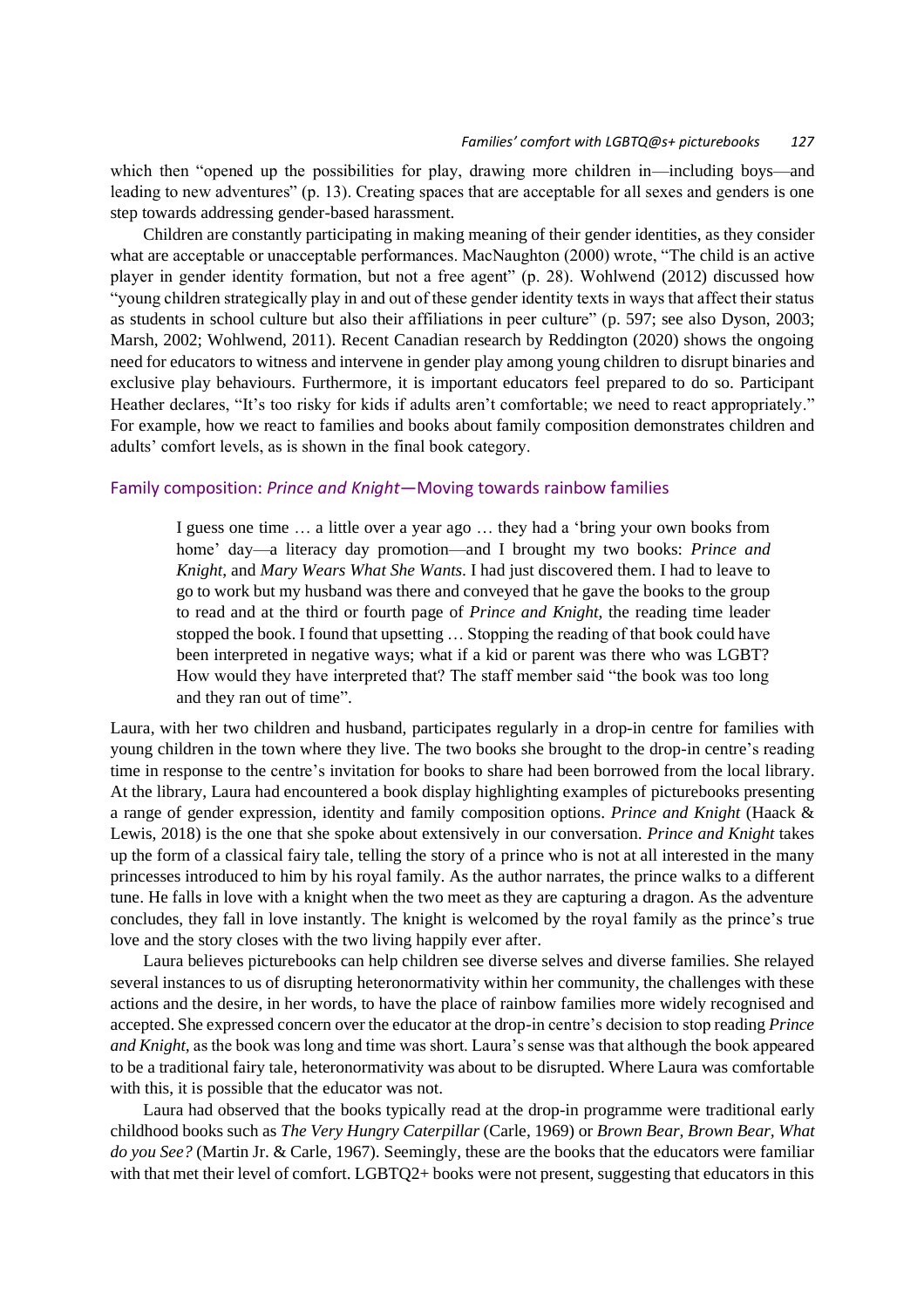which then "opened up the possibilities for play, drawing more children in—including boys—and leading to new adventures" (p. 13). Creating spaces that are acceptable for all sexes and genders is one step towards addressing gender-based harassment.

Children are constantly participating in making meaning of their gender identities, as they consider what are acceptable or unacceptable performances. MacNaughton (2000) wrote, "The child is an active player in gender identity formation, but not a free agent" (p. 28). Wohlwend (2012) discussed how "young children strategically play in and out of these gender identity texts in ways that affect their status as students in school culture but also their affiliations in peer culture" (p. 597; see also Dyson, 2003; Marsh, 2002; Wohlwend, 2011). Recent Canadian research by Reddington (2020) shows the ongoing need for educators to witness and intervene in gender play among young children to disrupt binaries and exclusive play behaviours. Furthermore, it is important educators feel prepared to do so. Participant Heather declares, "It's too risky for kids if adults aren't comfortable; we need to react appropriately." For example, how we react to families and books about family composition demonstrates children and adults' comfort levels, as is shown in the final book category.

## Family composition: *Prince and Knight*—Moving towards rainbow families

> I guess one time … a little over a year ago … they had a 'bring your own books from home' day—a literacy day promotion—and I brought my two books: *Prince and Knight*, and *Mary Wears What She Wants*. I had just discovered them. I had to leave to go to work but my husband was there and conveyed that he gave the books to the group to read and at the third or fourth page of *Prince and Knight*, the reading time leader stopped the book. I found that upsetting … Stopping the reading of that book could have been interpreted in negative ways; what if a kid or parent was there who was LGBT? How would they have interpreted that? The staff member said "the book was too long and they ran out of time".

Laura, with her two children and husband, participates regularly in a drop-in centre for families with young children in the town where they live. The two books she brought to the drop-in centre's reading time in response to the centre's invitation for books to share had been borrowed from the local library. At the library, Laura had encountered a book display highlighting examples of picturebooks presenting a range of gender expression, identity and family composition options. *Prince and Knight* (Haack & Lewis, 2018) is the one that she spoke about extensively in our conversation. *Prince and Knight* takes up the form of a classical fairy tale, telling the story of a prince who is not at all interested in the many princesses introduced to him by his royal family. As the author narrates, the prince walks to a different tune. He falls in love with a knight when the two meet as they are capturing a dragon. As the adventure concludes, they fall in love instantly. The knight is welcomed by the royal family as the prince's true love and the story closes with the two living happily ever after.

Laura believes picturebooks can help children see diverse selves and diverse families. She relayed several instances to us of disrupting heteronormativity within her community, the challenges with these actions and the desire, in her words, to have the place of rainbow families more widely recognised and accepted. She expressed concern over the educator at the drop-in centre's decision to stop reading *Prince and Knight*, as the book was long and time was short. Laura's sense was that although the book appeared to be a traditional fairy tale, heteronormativity was about to be disrupted. Where Laura was comfortable with this, it is possible that the educator was not.

Laura had observed that the books typically read at the drop-in programme were traditional early childhood books such as *The Very Hungry Caterpillar* (Carle, 1969) or *Brown Bear, Brown Bear, What do you See?* (Martin Jr. & Carle, 1967). Seemingly, these are the books that the educators were familiar with that met their level of comfort. LGBTQ2+ books were not present, suggesting that educators in this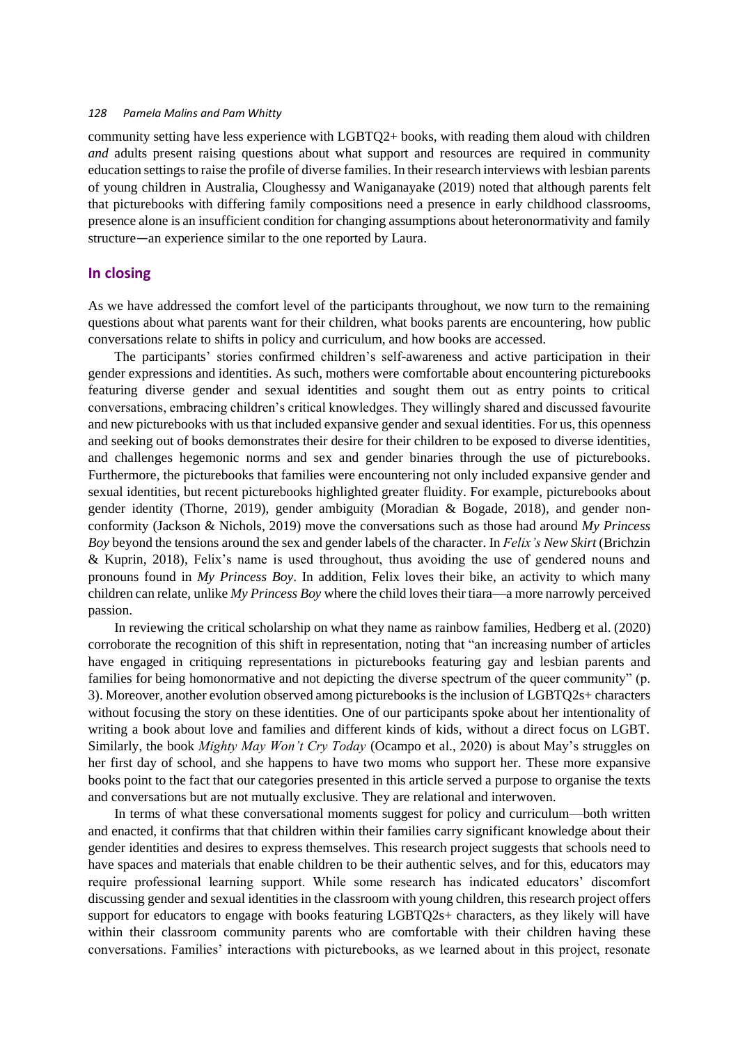community setting have less experience with LGBTQ2+ books, with reading them aloud with children *and* adults present raising questions about what support and resources are required in community education settings to raise the profile of diverse families. In their research interviews with lesbian parents of young children in Australia, Cloughessy and Waniganayake (2019) noted that although parents felt that picturebooks with differing family compositions need a presence in early childhood classrooms, presence alone is an insufficient condition for changing assumptions about heteronormativity and family structure—an experience similar to the one reported by Laura.

## In closing

As we have addressed the comfort level of the participants throughout, we now turn to the remaining questions about what parents want for their children, what books parents are encountering, how public conversations relate to shifts in policy and curriculum, and how books are accessed.

The participants' stories confirmed children's self-awareness and active participation in their gender expressions and identities. As such, mothers were comfortable about encountering picturebooks featuring diverse gender and sexual identities and sought them out as entry points to critical conversations, embracing children's critical knowledges. They willingly shared and discussed favourite and new picturebooks with us that included expansive gender and sexual identities. For us, this openness and seeking out of books demonstrates their desire for their children to be exposed to diverse identities, and challenges hegemonic norms and sex and gender binaries through the use of picturebooks. Furthermore, the picturebooks that families were encountering not only included expansive gender and sexual identities, but recent picturebooks highlighted greater fluidity. For example, picturebooks about gender identity (Thorne, 2019), gender ambiguity (Moradian & Bogade, 2018), and gender non-conformity (Jackson & Nichols, 2019) move the conversations such as those had around *My Princess Boy* beyond the tensions around the sex and gender labels of the character. In *Felix's New Skirt* (Brichzin & Kuprin, 2018), Felix's name is used throughout, thus avoiding the use of gendered nouns and pronouns found in *My Princess Boy*. In addition, Felix loves their bike, an activity to which many children can relate, unlike *My Princess Boy* where the child loves their tiara—a more narrowly perceived passion.

In reviewing the critical scholarship on what they name as rainbow families, Hedberg et al. (2020) corroborate the recognition of this shift in representation, noting that "an increasing number of articles have engaged in critiquing representations in picturebooks featuring gay and lesbian parents and families for being homonormative and not depicting the diverse spectrum of the queer community" (p. 3). Moreover, another evolution observed among picturebooks is the inclusion of LGBTQ2s+ characters without focusing the story on these identities. One of our participants spoke about her intentionality of writing a book about love and families and different kinds of kids, without a direct focus on LGBT. Similarly, the book *Mighty May Won't Cry Today* (Ocampo et al., 2020) is about May's struggles on her first day of school, and she happens to have two moms who support her. These more expansive books point to the fact that our categories presented in this article served a purpose to organise the texts and conversations but are not mutually exclusive. They are relational and interwoven.

In terms of what these conversational moments suggest for policy and curriculum—both written and enacted, it confirms that that children within their families carry significant knowledge about their gender identities and desires to express themselves. This research project suggests that schools need to have spaces and materials that enable children to be their authentic selves, and for this, educators may require professional learning support. While some research has indicated educators' discomfort discussing gender and sexual identities in the classroom with young children, this research project offers support for educators to engage with books featuring LGBTQ2s+ characters, as they likely will have within their classroom community parents who are comfortable with their children having these conversations. Families' interactions with picturebooks, as we learned about in this project, resonate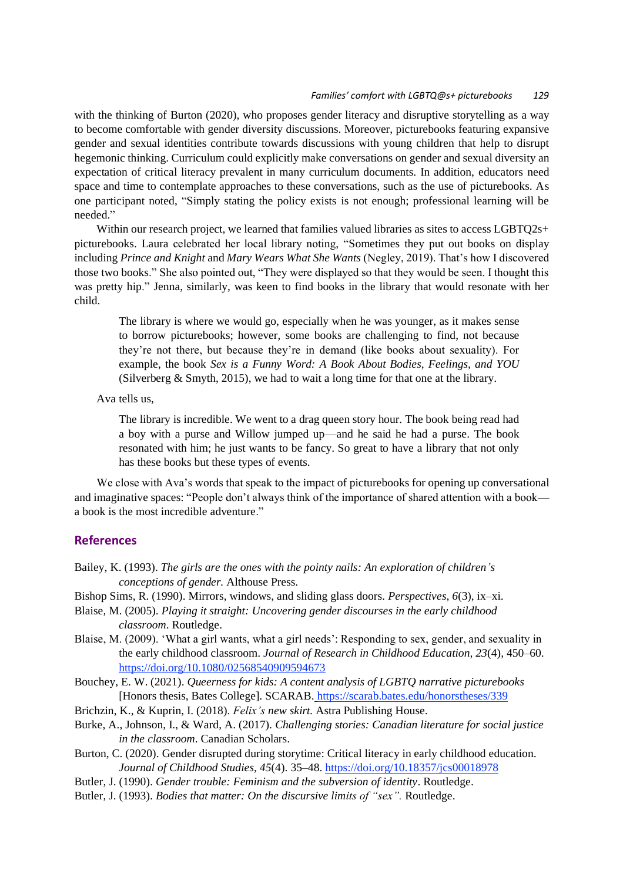with the thinking of Burton (2020), who proposes gender literacy and disruptive storytelling as a way to become comfortable with gender diversity discussions. Moreover, picturebooks featuring expansive gender and sexual identities contribute towards discussions with young children that help to disrupt hegemonic thinking. Curriculum could explicitly make conversations on gender and sexual diversity an expectation of critical literacy prevalent in many curriculum documents. In addition, educators need space and time to contemplate approaches to these conversations, such as the use of picturebooks. As one participant noted, "Simply stating the policy exists is not enough; professional learning will be needed."

Within our research project, we learned that families valued libraries as sites to access LGBTQ2s+ picturebooks. Laura celebrated her local library noting, "Sometimes they put out books on display including *Prince and Knight* and *Mary Wears What She Wants* (Negley, 2019). That's how I discovered those two books." She also pointed out, "They were displayed so that they would be seen. I thought this was pretty hip." Jenna, similarly, was keen to find books in the library that would resonate with her child.

> The library is where we would go, especially when he was younger, as it makes sense to borrow picturebooks; however, some books are challenging to find, not because they're not there, but because they're in demand (like books about sexuality). For example, the book *Sex is a Funny Word: A Book About Bodies, Feelings, and YOU* (Silverberg & Smyth, 2015), we had to wait a long time for that one at the library.

Ava tells us,

> The library is incredible. We went to a drag queen story hour. The book being read had a boy with a purse and Willow jumped up—and he said he had a purse. The book resonated with him; he just wants to be fancy. So great to have a library that not only has these books but these types of events.

We close with Ava's words that speak to the impact of picturebooks for opening up conversational and imaginative spaces: "People don't always think of the importance of shared attention with a book—a book is the most incredible adventure."

## References

Bailey, K. (1993). *The girls are the ones with the pointy nails: An exploration of children's conceptions of gender.* Althouse Press.

Bishop Sims, R. (1990). Mirrors, windows, and sliding glass doors. *Perspectives, 6*(3), ix–xi.

Blaise, M. (2005). *Playing it straight: Uncovering gender discourses in the early childhood classroom*. Routledge.

Blaise, M. (2009). 'What a girl wants, what a girl needs': Responding to sex, gender, and sexuality in the early childhood classroom. *Journal of Research in Childhood Education, 23*(4), 450–60. https://doi.org/10.1080/02568540909594673

Bouchey, E. W. (2021). *Queerness for kids: A content analysis of LGBTQ narrative picturebooks* [Honors thesis, Bates College]. SCARAB. https://scarab.bates.edu/honorstheses/339

Brichzin, K., & Kuprin, I. (2018). *Felix's new skirt.* Astra Publishing House.

Burke, A., Johnson, I., & Ward, A. (2017). *Challenging stories: Canadian literature for social justice in the classroom*. Canadian Scholars.

Burton, C. (2020). Gender disrupted during storytime: Critical literacy in early childhood education. *Journal of Childhood Studies, 45*(4). 35–48. https://doi.org/10.18357/jcs00018978

Butler, J. (1990). *Gender trouble: Feminism and the subversion of identity*. Routledge.

Butler, J. (1993). *Bodies that matter: On the discursive limits of "sex".* Routledge.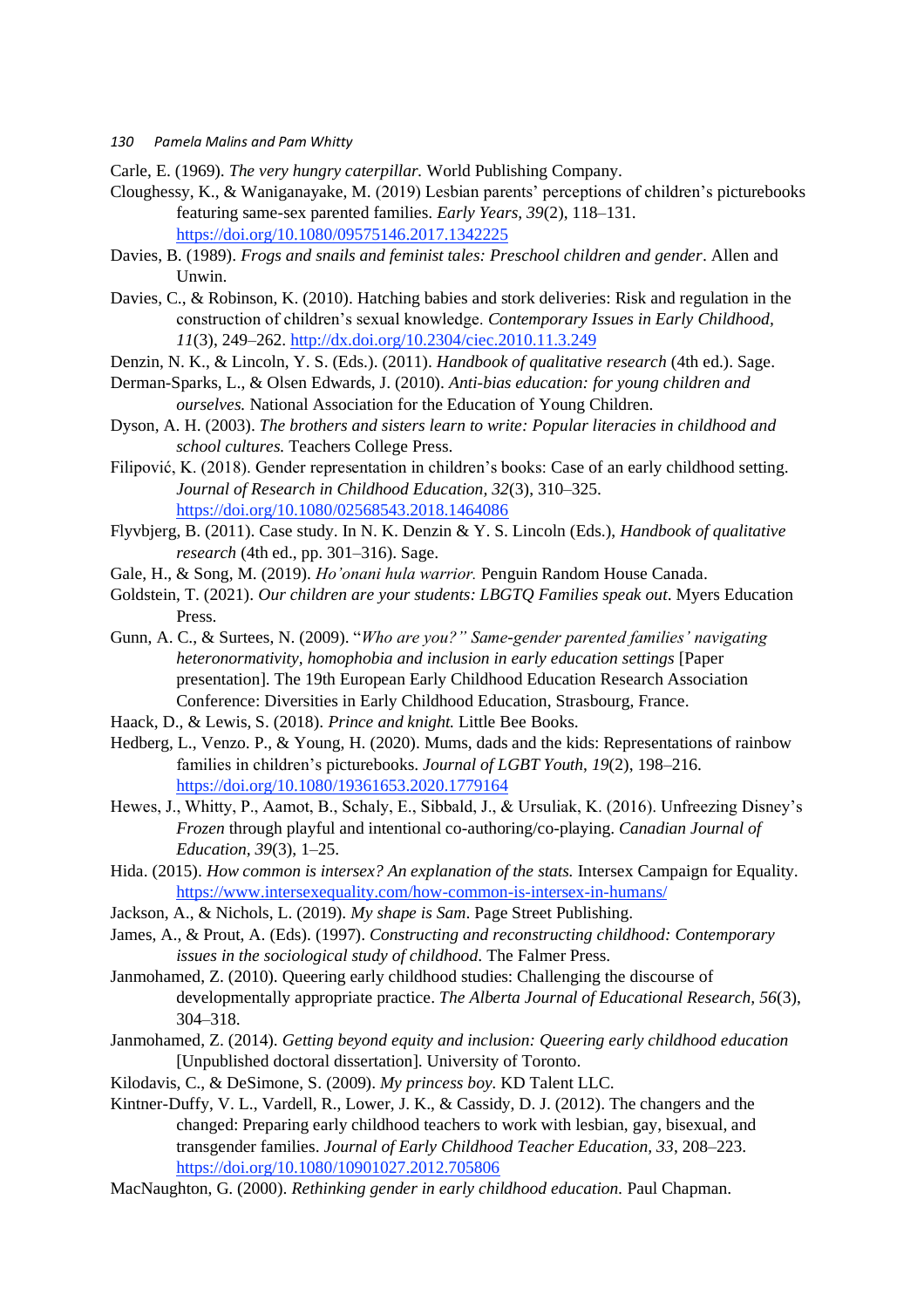Carle, E. (1969). *The very hungry caterpillar.* World Publishing Company.

Cloughessy, K., & Waniganayake, M. (2019) Lesbian parents' perceptions of children's picturebooks featuring same-sex parented families. *Early Years, 39*(2), 118–131. https://doi.org/10.1080/09575146.2017.1342225

Davies, B. (1989). *Frogs and snails and feminist tales: Preschool children and gender*. Allen and Unwin.

Davies, C., & Robinson, K. (2010). Hatching babies and stork deliveries: Risk and regulation in the construction of children's sexual knowledge. *Contemporary Issues in Early Childhood, 11*(3), 249–262. http://dx.doi.org/10.2304/ciec.2010.11.3.249

Denzin, N. K., & Lincoln, Y. S. (Eds.). (2011). *Handbook of qualitative research* (4th ed.). Sage.

Derman-Sparks, L., & Olsen Edwards, J. (2010). *Anti-bias education: for young children and ourselves.* National Association for the Education of Young Children.

Dyson, A. H. (2003). *The brothers and sisters learn to write: Popular literacies in childhood and school cultures.* Teachers College Press.

Filipović, K. (2018). Gender representation in children's books: Case of an early childhood setting. *Journal of Research in Childhood Education, 32*(3), 310–325. https://doi.org/10.1080/02568543.2018.1464086

Flyvbjerg, B. (2011). Case study. In N. K. Denzin & Y. S. Lincoln (Eds.), *Handbook of qualitative research* (4th ed., pp. 301–316). Sage.

Gale, H., & Song, M. (2019). *Ho'onani hula warrior.* Penguin Random House Canada.

Goldstein, T. (2021). *Our children are your students: LBGTQ Families speak out*. Myers Education Press.

Gunn, A. C., & Surtees, N. (2009). "*Who are you?" Same-gender parented families' navigating heteronormativity, homophobia and inclusion in early education settings* [Paper presentation]. The 19th European Early Childhood Education Research Association Conference: Diversities in Early Childhood Education, Strasbourg, France.

Haack, D., & Lewis, S. (2018). *Prince and knight.* Little Bee Books.

Hedberg, L., Venzo. P., & Young, H. (2020). Mums, dads and the kids: Representations of rainbow families in children's picturebooks. *Journal of LGBT Youth, 19*(2), 198–216. https://doi.org/10.1080/19361653.2020.1779164

Hewes, J., Whitty, P., Aamot, B., Schaly, E., Sibbald, J., & Ursuliak, K. (2016). Unfreezing Disney's *Frozen* through playful and intentional co-authoring/co-playing. *Canadian Journal of Education, 39*(3), 1–25.

Hida. (2015). *How common is intersex? An explanation of the stats.* Intersex Campaign for Equality. https://www.intersexequality.com/how-common-is-intersex-in-humans/

Jackson, A., & Nichols, L. (2019). *My shape is Sam*. Page Street Publishing.

James, A., & Prout, A. (Eds). (1997). *Constructing and reconstructing childhood: Contemporary issues in the sociological study of childhood*. The Falmer Press.

Janmohamed, Z. (2010). Queering early childhood studies: Challenging the discourse of developmentally appropriate practice. *The Alberta Journal of Educational Research, 56*(3), 304–318.

Janmohamed, Z. (2014). *Getting beyond equity and inclusion: Queering early childhood education* [Unpublished doctoral dissertation]. University of Toronto.

Kilodavis, C., & DeSimone, S. (2009). *My princess boy.* KD Talent LLC.

Kintner-Duffy, V. L., Vardell, R., Lower, J. K., & Cassidy, D. J. (2012). The changers and the changed: Preparing early childhood teachers to work with lesbian, gay, bisexual, and transgender families. *Journal of Early Childhood Teacher Education, 33*, 208–223. https://doi.org/10.1080/10901027.2012.705806

MacNaughton, G. (2000). *Rethinking gender in early childhood education.* Paul Chapman.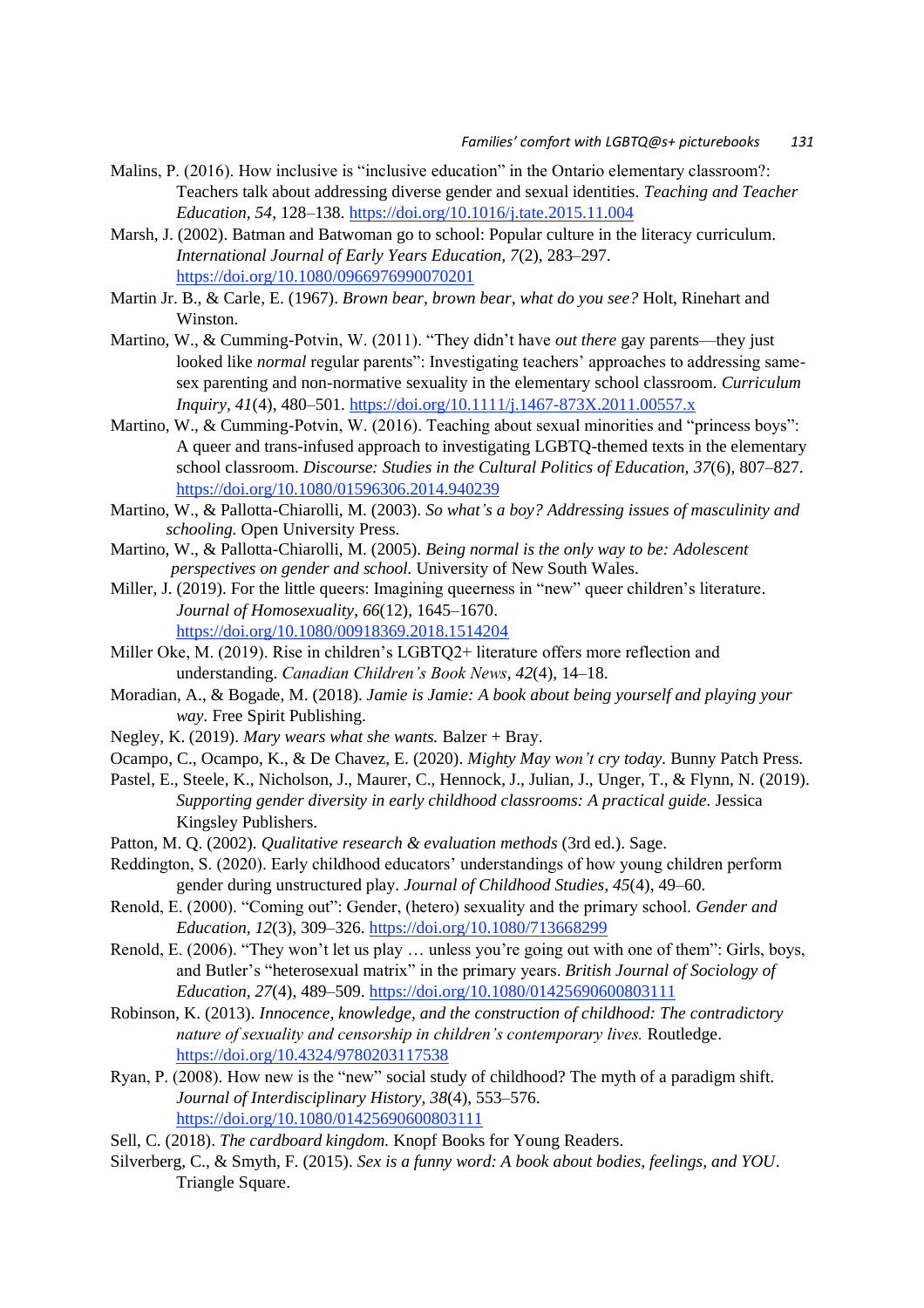Malins, P. (2016). How inclusive is "inclusive education" in the Ontario elementary classroom?: Teachers talk about addressing diverse gender and sexual identities. *Teaching and Teacher Education, 54*, 128–138. https://doi.org/10.1016/j.tate.2015.11.004

Marsh, J. (2002). Batman and Batwoman go to school: Popular culture in the literacy curriculum. *International Journal of Early Years Education, 7*(2), 283–297. https://doi.org/10.1080/0966976990070201

Martin Jr. B., & Carle, E. (1967). *Brown bear, brown bear, what do you see?* Holt, Rinehart and Winston.

Martino, W., & Cumming-Potvin, W. (2011). "They didn't have *out there* gay parents—they just looked like *normal* regular parents": Investigating teachers' approaches to addressing same-sex parenting and non-normative sexuality in the elementary school classroom. *Curriculum Inquiry, 41*(4), 480–501. https://doi.org/10.1111/j.1467-873X.2011.00557.x

Martino, W., & Cumming-Potvin, W. (2016). Teaching about sexual minorities and "princess boys": A queer and trans-infused approach to investigating LGBTQ-themed texts in the elementary school classroom. *Discourse: Studies in the Cultural Politics of Education, 37*(6), 807–827. https://doi.org/10.1080/01596306.2014.940239

Martino, W., & Pallotta-Chiarolli, M. (2003). *So what's a boy? Addressing issues of masculinity and schooling.* Open University Press.

Martino, W., & Pallotta-Chiarolli, M. (2005). *Being normal is the only way to be: Adolescent perspectives on gender and school.* University of New South Wales.

Miller, J. (2019). For the little queers: Imagining queerness in "new" queer children's literature. *Journal of Homosexuality*, *66*(12), 1645–1670. https://doi.org/10.1080/00918369.2018.1514204

Miller Oke, M. (2019). Rise in children's LGBTQ2+ literature offers more reflection and understanding. *Canadian Children's Book News*, *42*(4), 14–18.

Moradian, A., & Bogade, M. (2018). *Jamie is Jamie: A book about being yourself and playing your way.* Free Spirit Publishing.

Negley, K. (2019). *Mary wears what she wants.* Balzer + Bray.

Ocampo, C., Ocampo, K., & De Chavez, E. (2020). *Mighty May won't cry today.* Bunny Patch Press.

Pastel, E., Steele, K., Nicholson, J., Maurer, C., Hennock, J., Julian, J., Unger, T., & Flynn, N. (2019). *Supporting gender diversity in early childhood classrooms: A practical guide.* Jessica Kingsley Publishers.

Patton, M. Q. (2002). *Qualitative research & evaluation methods* (3rd ed.). Sage.

Reddington, S. (2020). Early childhood educators' understandings of how young children perform gender during unstructured play. *Journal of Childhood Studies, 45*(4), 49–60.

Renold, E. (2000). "Coming out": Gender, (hetero) sexuality and the primary school. *Gender and Education, 12*(3), 309–326. https://doi.org/10.1080/713668299

Renold, E. (2006). "They won't let us play … unless you're going out with one of them": Girls, boys, and Butler's "heterosexual matrix" in the primary years. *British Journal of Sociology of Education, 27*(4), 489–509. https://doi.org/10.1080/01425690600803111

Robinson, K. (2013). *Innocence, knowledge, and the construction of childhood: The contradictory nature of sexuality and censorship in children's contemporary lives.* Routledge. https://doi.org/10.4324/9780203117538

Ryan, P. (2008). How new is the "new" social study of childhood? The myth of a paradigm shift. *Journal of Interdisciplinary History, 38*(4), 553–576. https://doi.org/10.1080/01425690600803111

Sell, C. (2018). *The cardboard kingdom.* Knopf Books for Young Readers.

Silverberg, C., & Smyth, F. (2015). *Sex is a funny word: A book about bodies, feelings, and YOU*. Triangle Square.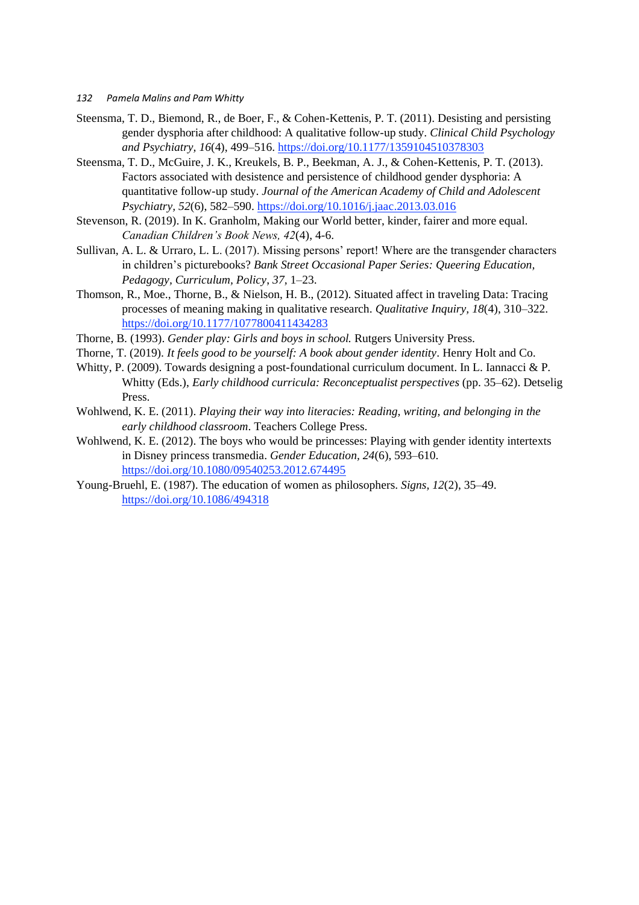Steensma, T. D., Biemond, R., de Boer, F., & Cohen-Kettenis, P. T. (2011). Desisting and persisting gender dysphoria after childhood: A qualitative follow-up study. *Clinical Child Psychology and Psychiatry*, *16*(4), 499–516. https://doi.org/10.1177/1359104510378303

Steensma, T. D., McGuire, J. K., Kreukels, B. P., Beekman, A. J., & Cohen-Kettenis, P. T. (2013). Factors associated with desistence and persistence of childhood gender dysphoria: A quantitative follow-up study. *Journal of the American Academy of Child and Adolescent Psychiatry, 52*(6), 582–590. https://doi.org/10.1016/j.jaac.2013.03.016

Stevenson, R. (2019). In K. Granholm, Making our World better, kinder, fairer and more equal. *Canadian Children's Book News, 42*(4), 4-6.

Sullivan, A. L. & Urraro, L. L. (2017). Missing persons' report! Where are the transgender characters in children's picturebooks? *Bank Street Occasional Paper Series: Queering Education, Pedagogy, Curriculum, Policy*, *37*, 1–23.

Thomson, R., Moe., Thorne, B., & Nielson, H. B., (2012). Situated affect in traveling Data: Tracing processes of meaning making in qualitative research. *Qualitative Inquiry, 18*(4), 310–322. https://doi.org/10.1177/1077800411434283

Thorne, B. (1993). *Gender play: Girls and boys in school.* Rutgers University Press.

Thorne, T. (2019). *It feels good to be yourself: A book about gender identity*. Henry Holt and Co.

Whitty, P. (2009). Towards designing a post-foundational curriculum document. In L. Iannacci & P. Whitty (Eds.), *Early childhood curricula: Reconceptualist perspectives* (pp. 35–62). Detselig Press.

Wohlwend, K. E. (2011). *Playing their way into literacies: Reading, writing, and belonging in the early childhood classroom*. Teachers College Press.

Wohlwend, K. E. (2012). The boys who would be princesses: Playing with gender identity intertexts in Disney princess transmedia. *Gender Education, 24*(6), 593–610. https://doi.org/10.1080/09540253.2012.674495

Young-Bruehl, E. (1987). The education of women as philosophers. *Signs, 12*(2), 35–49. https://doi.org/10.1086/494318